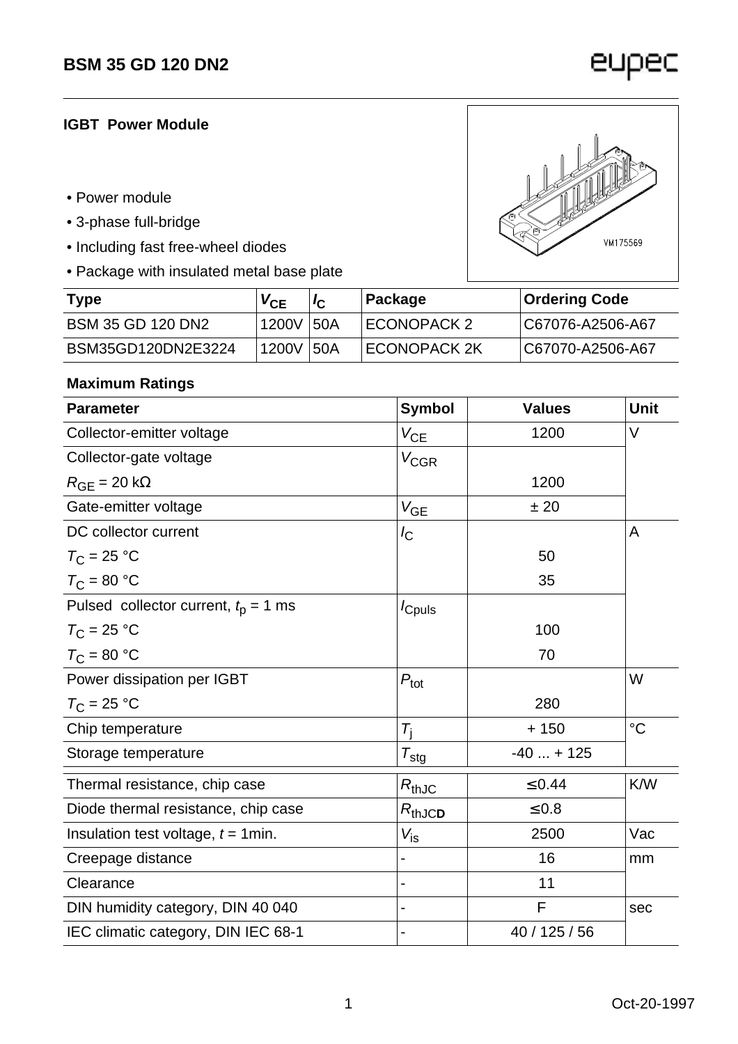# BSM 35 GD 120 DN2

**IGBT Power Module**

- Power module
- 3-phase full-bridge
- Including fast free-wheel diodes
- Package with insulated metal base plate

| Type | $V_{CE}$ | $I_C$ | Package | Ordering Code |
|---|---|---|---|---|
| BSM 35 GD 120 DN2 | 1200V | 50A | ECONOPACK 2 | C67076-A2506-A67 |
| BSM35GD120DN2E3224 | 1200V | 50A | ECONOPACK 2K | C67070-A2506-A67 |

**Maximum Ratings**

| Parameter | Symbol | Values | Unit |
|---|---|---|---|
| Collector-emitter voltage | $V_{CE}$ | 1200 | V |
| Collector-gate voltage $R_{GE}$ = 20 kΩ | $V_{CGR}$ | 1200 | |
| Gate-emitter voltage | $V_{GE}$ | ± 20 | |
| DC collector current | $I_C$ | | A |
| $T_C$ = 25 °C | | 50 | |
| $T_C$ = 80 °C | | 35 | |
| Pulsed collector current, $t_p$ = 1 ms | $I_{Cpuls}$ | | |
| $T_C$ = 25 °C | | 100 | |
| $T_C$ = 80 °C | | 70 | |
| Power dissipation per IGBT $T_C$ = 25 °C | $P_{tot}$ | 280 | W |
| Chip temperature | $T_j$ | + 150 | °C |
| Storage temperature | $T_{stg}$ | -40 ... + 125 | |
| Thermal resistance, chip case | $R_{thJC}$ | ≤0.44 | K/W |
| Diode thermal resistance, chip case | $R_{thJCD}$ | ≤0.8 | |
| Insulation test voltage, $t$ = 1min. | $V_{is}$ | 2500 | Vac |
| Creepage distance | - | 16 | mm |
| Clearance | - | 11 | |
| DIN humidity category, DIN 40 040 | - | F | sec |
| IEC climatic category, DIN IEC 68-1 | - | 40 / 125 / 56 | |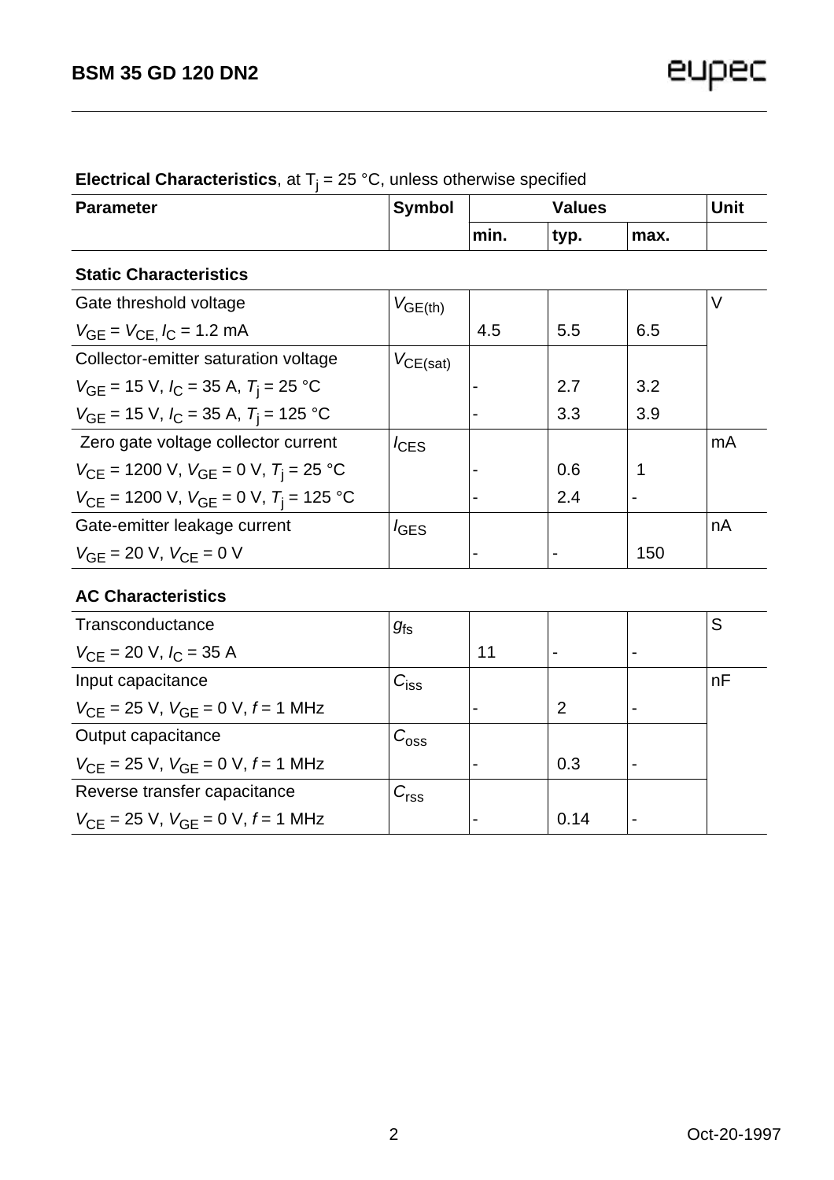**Electrical Characteristics**, at $T_j$ = 25 °C, unless otherwise specified

| Parameter | Symbol | Values | | | Unit |
|---|---|---|---|---|---|
| | | min. | typ. | max. | |
| **Static Characteristics** | | | | | |
| Gate threshold voltage | $V_{GE(th)}$ | | | | V |
| $V_{GE} = V_{CE}$, $I_C$ = 1.2 mA | | 4.5 | 5.5 | 6.5 | |
| Collector-emitter saturation voltage | $V_{CE(sat)}$ | | | | |
| $V_{GE}$ = 15 V, $I_C$ = 35 A, $T_j$ = 25 °C | | - | 2.7 | 3.2 | |
| $V_{GE}$ = 15 V, $I_C$ = 35 A, $T_j$ = 125 °C | | - | 3.3 | 3.9 | |
| Zero gate voltage collector current | $I_{CES}$ | | | | mA |
| $V_{CE}$ = 1200 V, $V_{GE}$ = 0 V, $T_j$ = 25 °C | | - | 0.6 | 1 | |
| $V_{CE}$ = 1200 V, $V_{GE}$ = 0 V, $T_j$ = 125 °C | | - | 2.4 | - | |
| Gate-emitter leakage current | $I_{GES}$ | | | | nA |
| $V_{GE}$ = 20 V, $V_{CE}$ = 0 V | | - | - | 150 | |
| **AC Characteristics** | | | | | |
| Transconductance | $g_{fs}$ | | | | S |
| $V_{CE}$ = 20 V, $I_C$ = 35 A | | 11 | - | - | |
| Input capacitance | $C_{iss}$ | | | | nF |
| $V_{CE}$ = 25 V, $V_{GE}$ = 0 V, $f$ = 1 MHz | | - | 2 | - | |
| Output capacitance | $C_{oss}$ | | | | |
| $V_{CE}$ = 25 V, $V_{GE}$ = 0 V, $f$ = 1 MHz | | - | 0.3 | - | |
| Reverse transfer capacitance | $C_{rss}$ | | | | |
| $V_{CE}$ = 25 V, $V_{GE}$ = 0 V, $f$ = 1 MHz | | - | 0.14 | - | |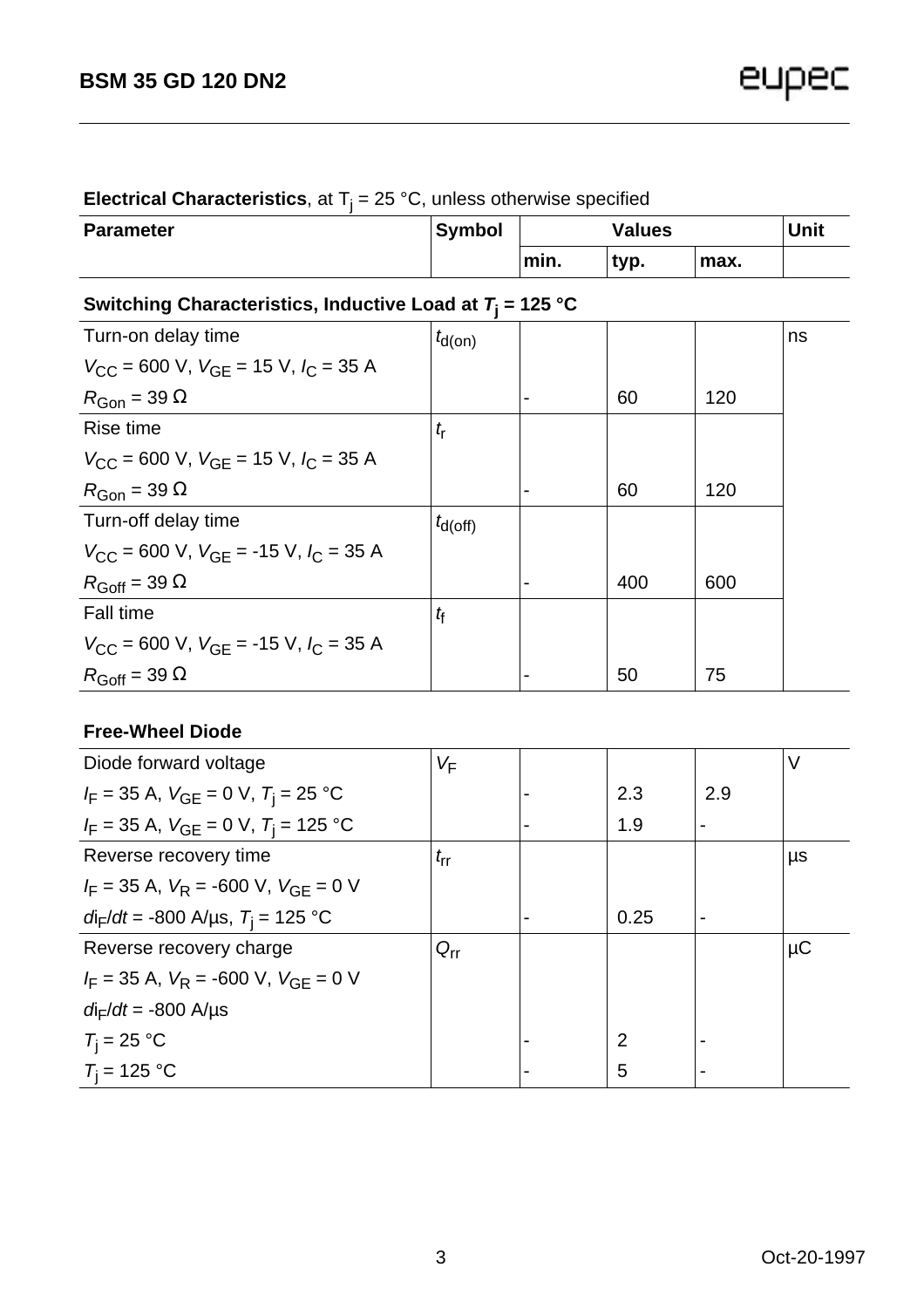**Electrical Characteristics**, at $T_j$ = 25 °C, unless otherwise specified

| Parameter | Symbol | Values | | | Unit |
|---|---|---|---|---|---|
| | | min. | typ. | max. | |
| **Switching Characteristics, Inductive Load at $T_j$ = 125 °C** | | | | | |
| Turn-on delay time<br>$V_{CC}$ = 600 V, $V_{GE}$ = 15 V, $I_C$ = 35 A<br>$R_{Gon}$ = 39 Ω | $t_{d(on)}$ | - | 60 | 120 | ns |
| Rise time<br>$V_{CC}$ = 600 V, $V_{GE}$ = 15 V, $I_C$ = 35 A<br>$R_{Gon}$ = 39 Ω | $t_r$ | - | 60 | 120 | |
| Turn-off delay time<br>$V_{CC}$ = 600 V, $V_{GE}$ = -15 V, $I_C$ = 35 A<br>$R_{Goff}$ = 39 Ω | $t_{d(off)}$ | - | 400 | 600 | |
| Fall time<br>$V_{CC}$ = 600 V, $V_{GE}$ = -15 V, $I_C$ = 35 A<br>$R_{Goff}$ = 39 Ω | $t_f$ | - | 50 | 75 | |
| **Free-Wheel Diode** | | | | | |
| Diode forward voltage | $V_F$ | | | | V |
| $I_F$ = 35 A, $V_{GE}$ = 0 V, $T_j$ = 25 °C | | - | 2.3 | 2.9 | |
| $I_F$ = 35 A, $V_{GE}$ = 0 V, $T_j$ = 125 °C | | - | 1.9 | - | |
| Reverse recovery time<br>$I_F$ = 35 A, $V_R$ = -600 V, $V_{GE}$ = 0 V<br>$di_F/dt$ = -800 A/µs, $T_j$ = 125 °C | $t_{rr}$ | - | 0.25 | - | µs |
| Reverse recovery charge<br>$I_F$ = 35 A, $V_R$ = -600 V, $V_{GE}$ = 0 V<br>$di_F/dt$ = -800 A/µs | $Q_{rr}$ | | | | µC |
| $T_j$ = 25 °C | | - | 2 | - | |
| $T_j$ = 125 °C | | - | 5 | - | |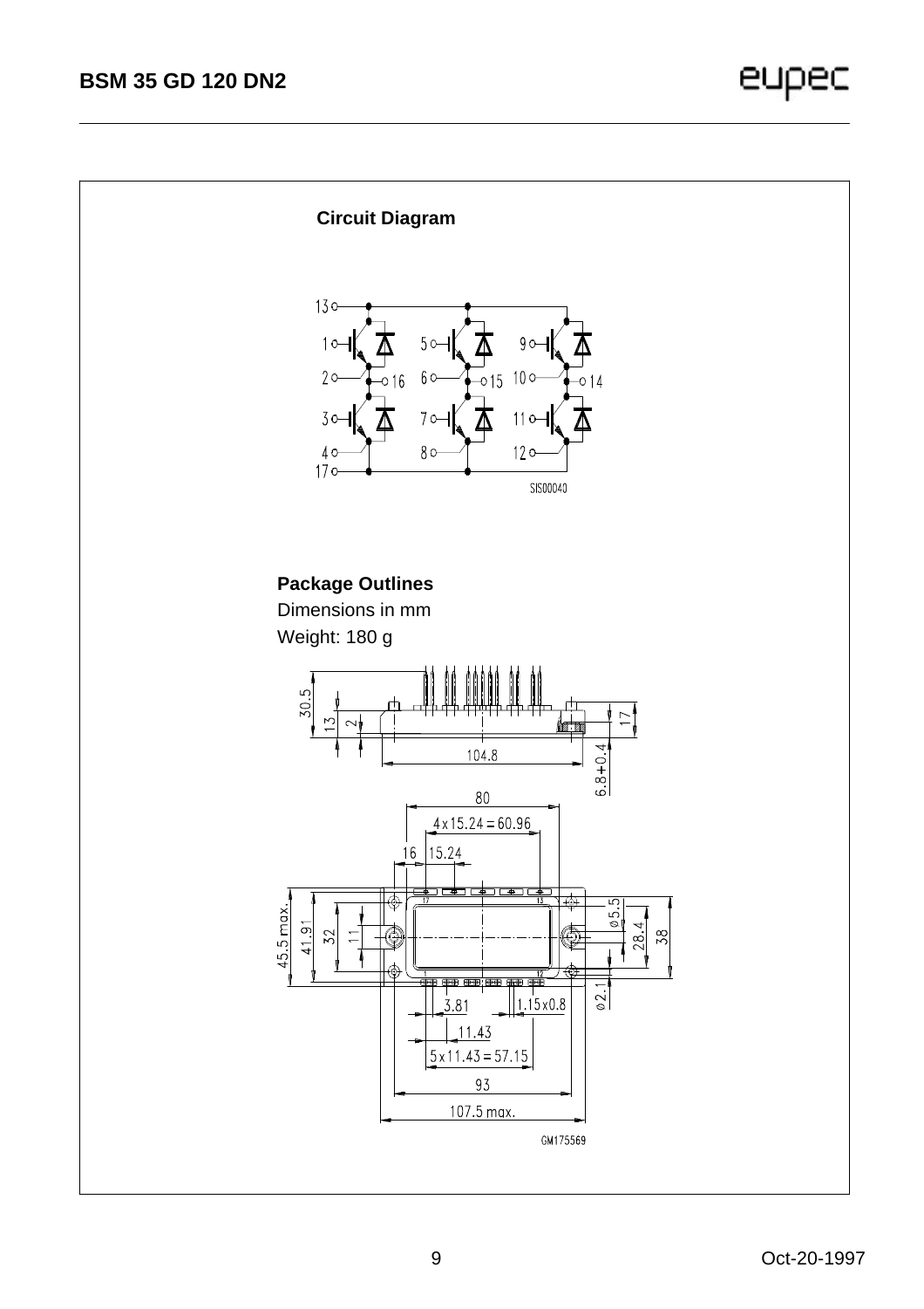**Circuit Diagram**

13
1
2
16
3
4
17
5
6
15
7
8
9
10
14
11
12
SIS00040

**Package Outlines**

Dimensions in mm

Weight: 180 g

30.5
13
2
104.8
17
6.8+0.4
80
4 x 15.24 = 60.96
16
15.24
17
13
45.5 max.
41.91
32
11
ø5.5
28.4
38
1
12
ø2.1
3.81
1.15 x 0.8
11.43
5 x 11.43 = 57.15
93
107.5 max.
GM175569